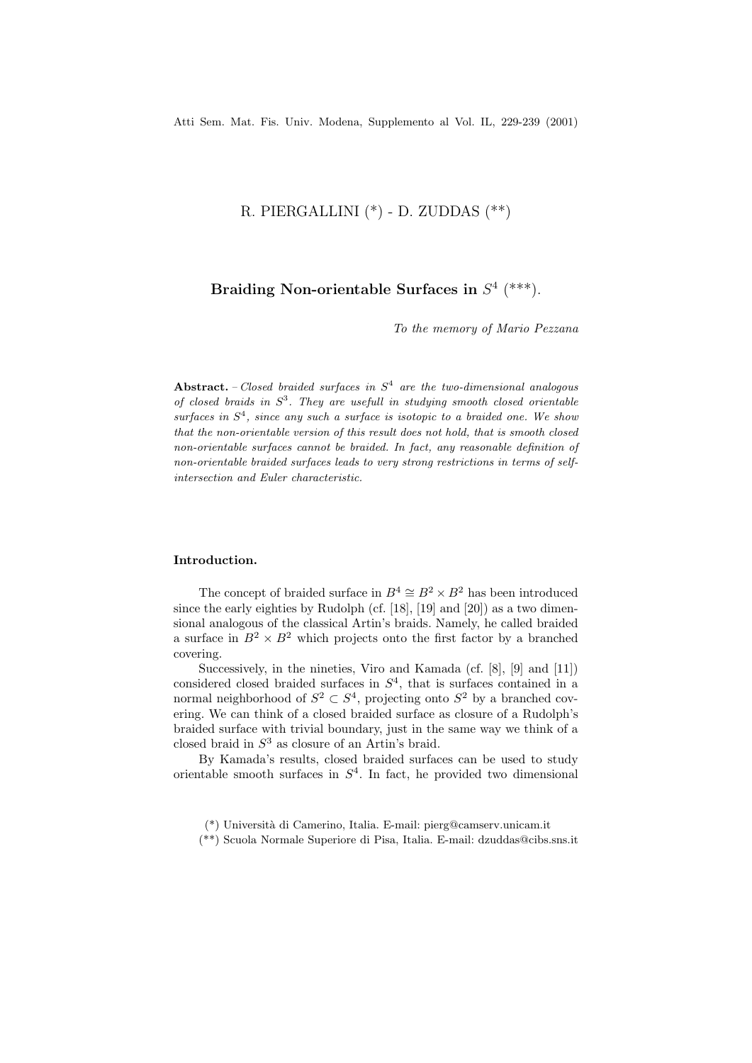R. PIERGALLINI (*) - D. ZUDDAS (**)

# Braiding Non-orientable Surfaces in $S^4$ (***).

*To the memory of Mario Pezzana*

**Abstract.** – *Closed braided surfaces in $S^4$ are the two-dimensional analogous of closed braids in $S^3$. They are usefull in studying smooth closed orientable surfaces in $S^4$, since any such a surface is isotopic to a braided one. We show that the non-orientable version of this result does not hold, that is smooth closed non-orientable surfaces cannot be braided. In fact, any reasonable definition of non-orientable braided surfaces leads to very strong restrictions in terms of self-intersection and Euler characteristic.*

## Introduction.

The concept of braided surface in $B^4 \cong B^2 \times B^2$ has been introduced since the early eighties by Rudolph (cf. [18], [19] and [20]) as a two dimensional analogous of the classical Artin's braids. Namely, he called braided a surface in $B^2 \times B^2$ which projects onto the first factor by a branched covering.

Successively, in the nineties, Viro and Kamada (cf. [8], [9] and [11]) considered closed braided surfaces in $S^4$, that is surfaces contained in a normal neighborhood of $S^2 \subset S^4$, projecting onto $S^2$ by a branched covering. We can think of a closed braided surface as closure of a Rudolph's braided surface with trivial boundary, just in the same way we think of a closed braid in $S^3$ as closure of an Artin's braid.

By Kamada's results, closed braided surfaces can be used to study orientable smooth surfaces in $S^4$. In fact, he provided two dimensional

(*) Università di Camerino, Italia. E-mail: pierg@camserv.unicam.it

(**) Scuola Normale Superiore di Pisa, Italia. E-mail: dzuddas@cibs.sns.it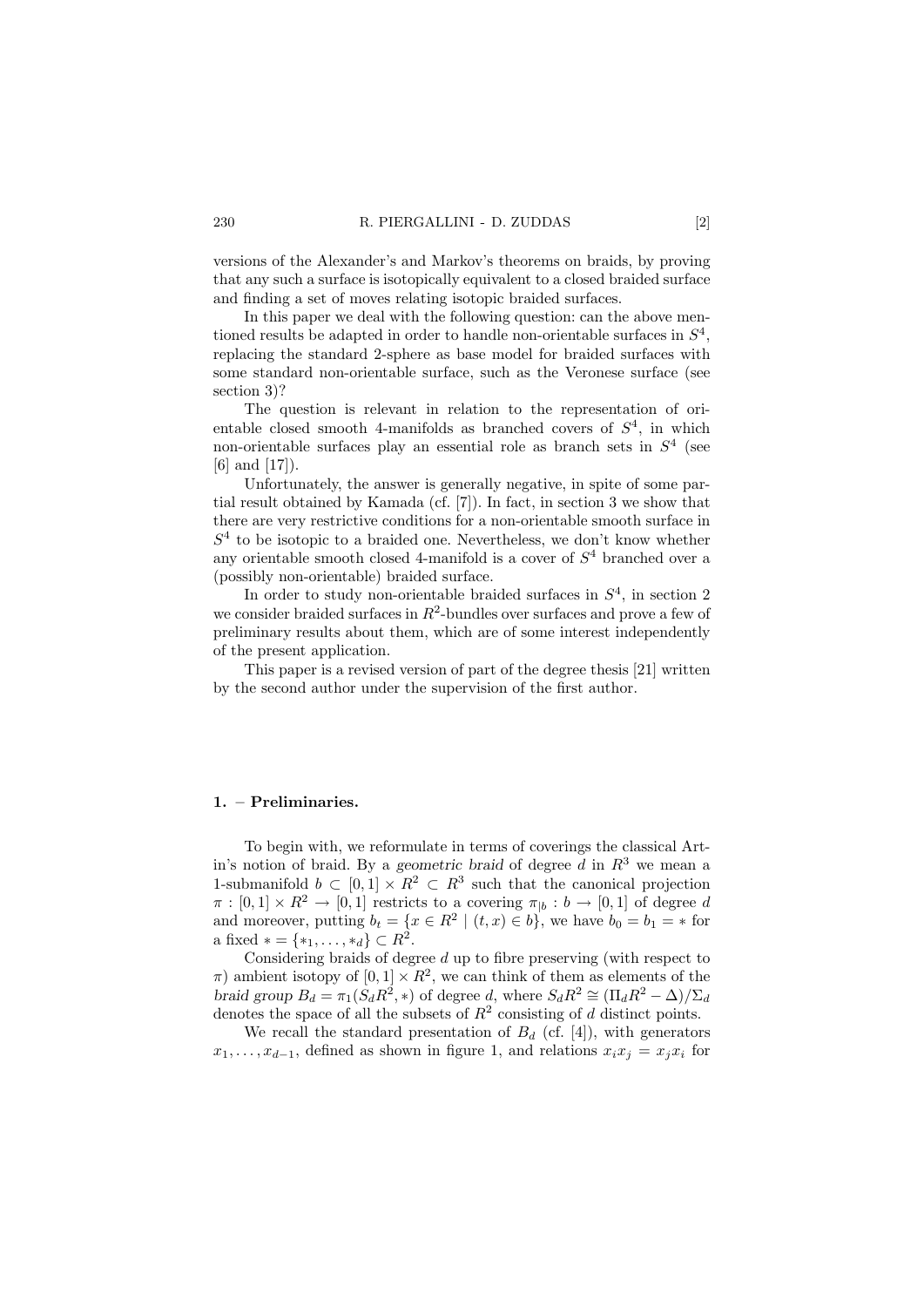versions of the Alexander's and Markov's theorems on braids, by proving that any such a surface is isotopically equivalent to a closed braided surface and finding a set of moves relating isotopic braided surfaces.

In this paper we deal with the following question: can the above mentioned results be adapted in order to handle non-orientable surfaces in $S^4$, replacing the standard 2-sphere as base model for braided surfaces with some standard non-orientable surface, such as the Veronese surface (see section 3)?

The question is relevant in relation to the representation of orientable closed smooth 4-manifolds as branched covers of $S^4$, in which non-orientable surfaces play an essential role as branch sets in $S^4$ (see [6] and [17]).

Unfortunately, the answer is generally negative, in spite of some partial result obtained by Kamada (cf. [7]). In fact, in section 3 we show that there are very restrictive conditions for a non-orientable smooth surface in $S^4$ to be isotopic to a braided one. Nevertheless, we don't know whether any orientable smooth closed 4-manifold is a cover of $S^4$ branched over a (possibly non-orientable) braided surface.

In order to study non-orientable braided surfaces in $S^4$, in section 2 we consider braided surfaces in $R^2$-bundles over surfaces and prove a few of preliminary results about them, which are of some interest independently of the present application.

This paper is a revised version of part of the degree thesis [21] written by the second author under the supervision of the first author.

## 1. – Preliminaries.

To begin with, we reformulate in terms of coverings the classical Artin's notion of braid. By a *geometric braid* of degree $d$ in $R^3$ we mean a 1-submanifold $b \subset [0,1] \times R^2 \subset R^3$ such that the canonical projection $\pi : [0,1] \times R^2 \to [0,1]$ restricts to a covering $\pi_{|b} : b \to [0,1]$ of degree $d$ and moreover, putting $b_t = \{x \in R^2 \mid (t,x) \in b\}$, we have $b_0 = b_1 = *$ for a fixed $* = \{*_1, \ldots, *_d\} \subset R^2$.

Considering braids of degree $d$ up to fibre preserving (with respect to $\pi$) ambient isotopy of $[0,1] \times R^2$, we can think of them as elements of the *braid group* $B_d = \pi_1(S_d R^2, *)$ of degree $d$, where $S_d R^2 \cong (\Pi_d R^2 - \Delta)/\Sigma_d$ denotes the space of all the subsets of $R^2$ consisting of $d$ distinct points.

We recall the standard presentation of $B_d$ (cf. [4]), with generators $x_1, \ldots, x_{d-1}$, defined as shown in figure 1, and relations $x_i x_j = x_j x_i$ for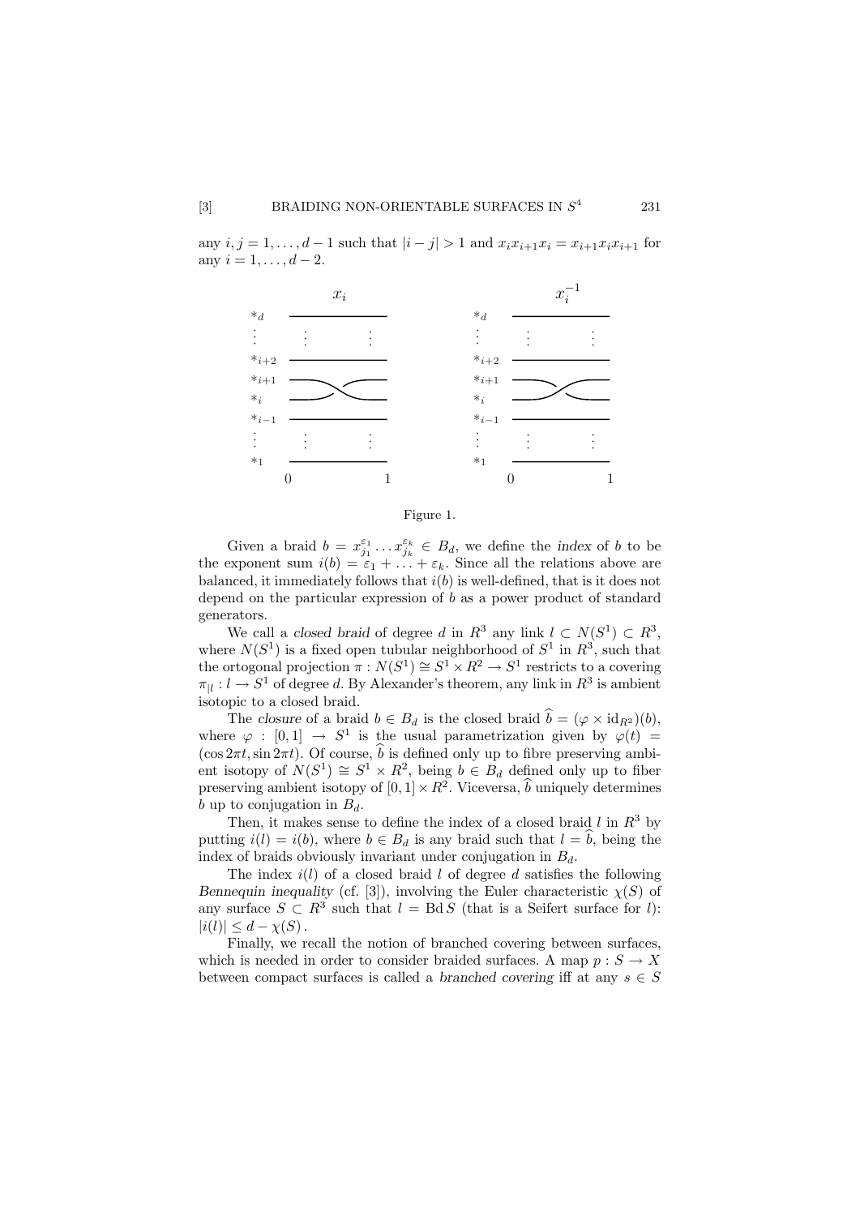any $i, j = 1, \ldots, d-1$ such that $|i-j| > 1$ and $x_i x_{i+1} x_i = x_{i+1} x_i x_{i+1}$ for any $i = 1, \ldots, d-2$.

Figure 1.

Given a braid $b = x_{j_1}^{\varepsilon_1} \ldots x_{j_k}^{\varepsilon_k} \in B_d$, we define the *index* of $b$ to be the exponent sum $i(b) = \varepsilon_1 + \ldots + \varepsilon_k$. Since all the relations above are balanced, it immediately follows that $i(b)$ is well-defined, that is it does not depend on the particular expression of $b$ as a power product of standard generators.

We call a *closed braid* of degree $d$ in $R^3$ any link $l \subset N(S^1) \subset R^3$, where $N(S^1)$ is a fixed open tubular neighborhood of $S^1$ in $R^3$, such that the ortogonal projection $\pi : N(S^1) \cong S^1 \times R^2 \to S^1$ restricts to a covering $\pi_{|l} : l \to S^1$ of degree $d$. By Alexander's theorem, any link in $R^3$ is ambient isotopic to a closed braid.

The *closure* of a braid $b \in B_d$ is the closed braid $\widehat{b} = (\varphi \times \mathrm{id}_{R^2})(b)$, where $\varphi : [0,1] \to S^1$ is the usual parametrization given by $\varphi(t) = (\cos 2\pi t, \sin 2\pi t)$. Of course, $\widehat{b}$ is defined only up to fibre preserving ambient isotopy of $N(S^1) \cong S^1 \times R^2$, being $b \in B_d$ defined only up to fiber preserving ambient isotopy of $[0,1] \times R^2$. Viceversa, $\widehat{b}$ uniquely determines $b$ up to conjugation in $B_d$.

Then, it makes sense to define the index of a closed braid $l$ in $R^3$ by putting $i(l) = i(b)$, where $b \in B_d$ is any braid such that $l = \widehat{b}$, being the index of braids obviously invariant under conjugation in $B_d$.

The index $i(l)$ of a closed braid $l$ of degree $d$ satisfies the following *Bennequin inequality* (cf. [3]), involving the Euler characteristic $\chi(S)$ of any surface $S \subset R^3$ such that $l = \mathrm{Bd}\, S$ (that is a Seifert surface for $l$): $|i(l)| \leq d - \chi(S)$.

Finally, we recall the notion of branched covering between surfaces, which is needed in order to consider braided surfaces. A map $p : S \to X$ between compact surfaces is called a *branched covering* iff at any $s \in S$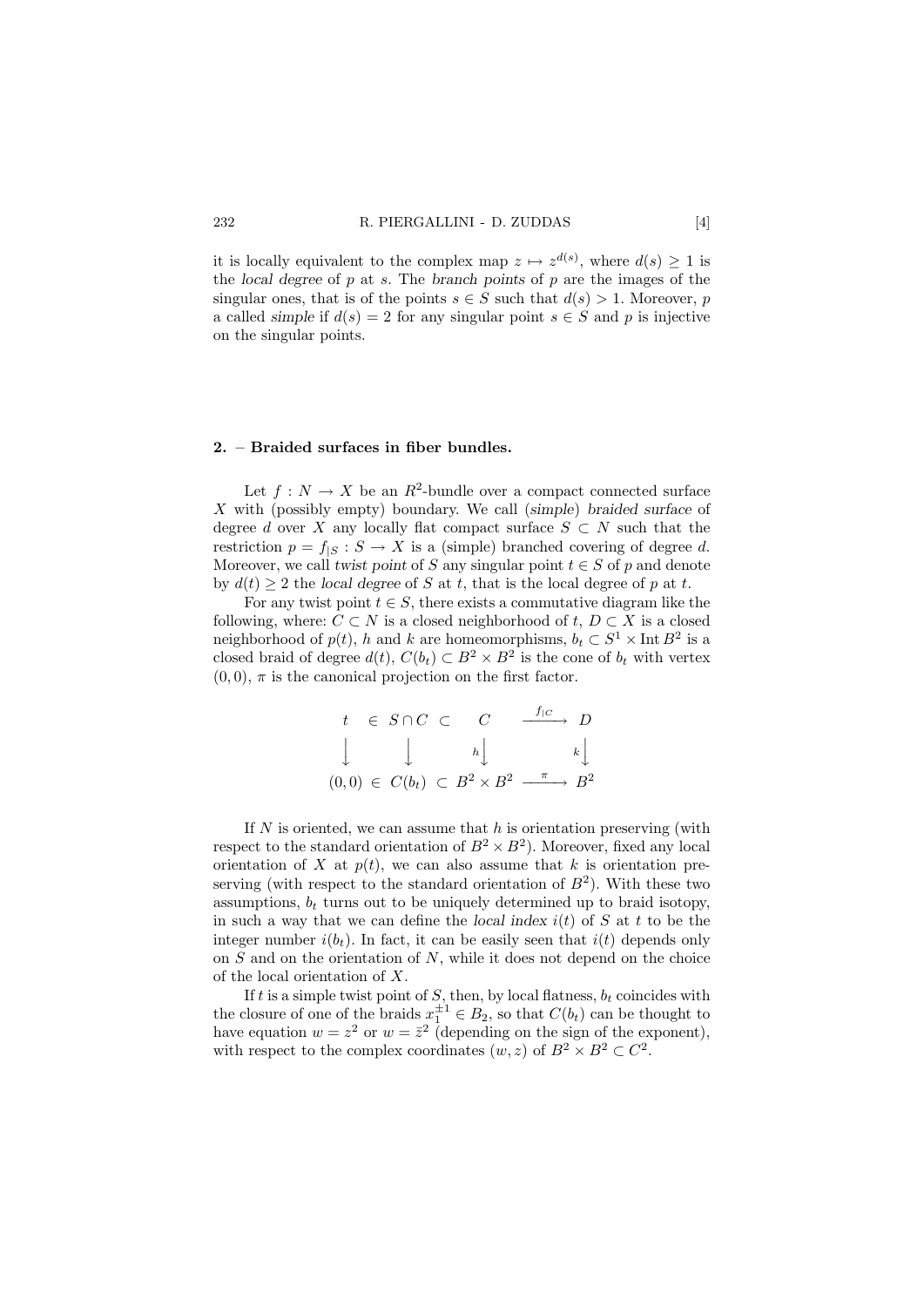it is locally equivalent to the complex map $z \mapsto z^{d(s)}$, where $d(s) \geq 1$ is the *local degree* of $p$ at $s$. The *branch points* of $p$ are the images of the singular ones, that is of the points $s \in S$ such that $d(s) > 1$. Moreover, $p$ a called *simple* if $d(s) = 2$ for any singular point $s \in S$ and $p$ is injective on the singular points.

## 2. – Braided surfaces in fiber bundles.

Let $f : N \to X$ be an $R^2$-bundle over a compact connected surface $X$ with (possibly empty) boundary. We call (*simple*) *braided surface* of degree $d$ over $X$ any locally flat compact surface $S \subset N$ such that the restriction $p = f_{|S} : S \to X$ is a (simple) branched covering of degree $d$. Moreover, we call *twist point* of $S$ any singular point $t \in S$ of $p$ and denote by $d(t) \geq 2$ the *local degree* of $S$ at $t$, that is the local degree of $p$ at $t$.

For any twist point $t \in S$, there exists a commutative diagram like the following, where: $C \subset N$ is a closed neighborhood of $t$, $D \subset X$ is a closed neighborhood of $p(t)$, $h$ and $k$ are homeomorphisms, $b_t \subset S^1 \times \operatorname{Int} B^2$ is a closed braid of degree $d(t)$, $C(b_t) \subset B^2 \times B^2$ is the cone of $b_t$ with vertex $(0, 0)$, $\pi$ is the canonical projection on the first factor.

$$
\begin{array}{ccccccc}
t & \in & S \cap C & \subset & C & \xrightarrow{f_{|C}} & D \\
\big\downarrow & & \big\downarrow & & {\scriptstyle h}\big\downarrow & & {\scriptstyle k}\big\downarrow \\
(0,0) & \in & C(b_t) & \subset & B^2 \times B^2 & \xrightarrow{\pi} & B^2
\end{array}
$$

If $N$ is oriented, we can assume that $h$ is orientation preserving (with respect to the standard orientation of $B^2 \times B^2$). Moreover, fixed any local orientation of $X$ at $p(t)$, we can also assume that $k$ is orientation preserving (with respect to the standard orientation of $B^2$). With these two assumptions, $b_t$ turns out to be uniquely determined up to braid isotopy, in such a way that we can define the *local index* $i(t)$ of $S$ at $t$ to be the integer number $i(b_t)$. In fact, it can be easily seen that $i(t)$ depends only on $S$ and on the orientation of $N$, while it does not depend on the choice of the local orientation of $X$.

If $t$ is a simple twist point of $S$, then, by local flatness, $b_t$ coincides with the closure of one of the braids $x_1^{\pm 1} \in B_2$, so that $C(b_t)$ can be thought to have equation $w = z^2$ or $w = \bar{z}^2$ (depending on the sign of the exponent), with respect to the complex coordinates $(w, z)$ of $B^2 \times B^2 \subset C^2$.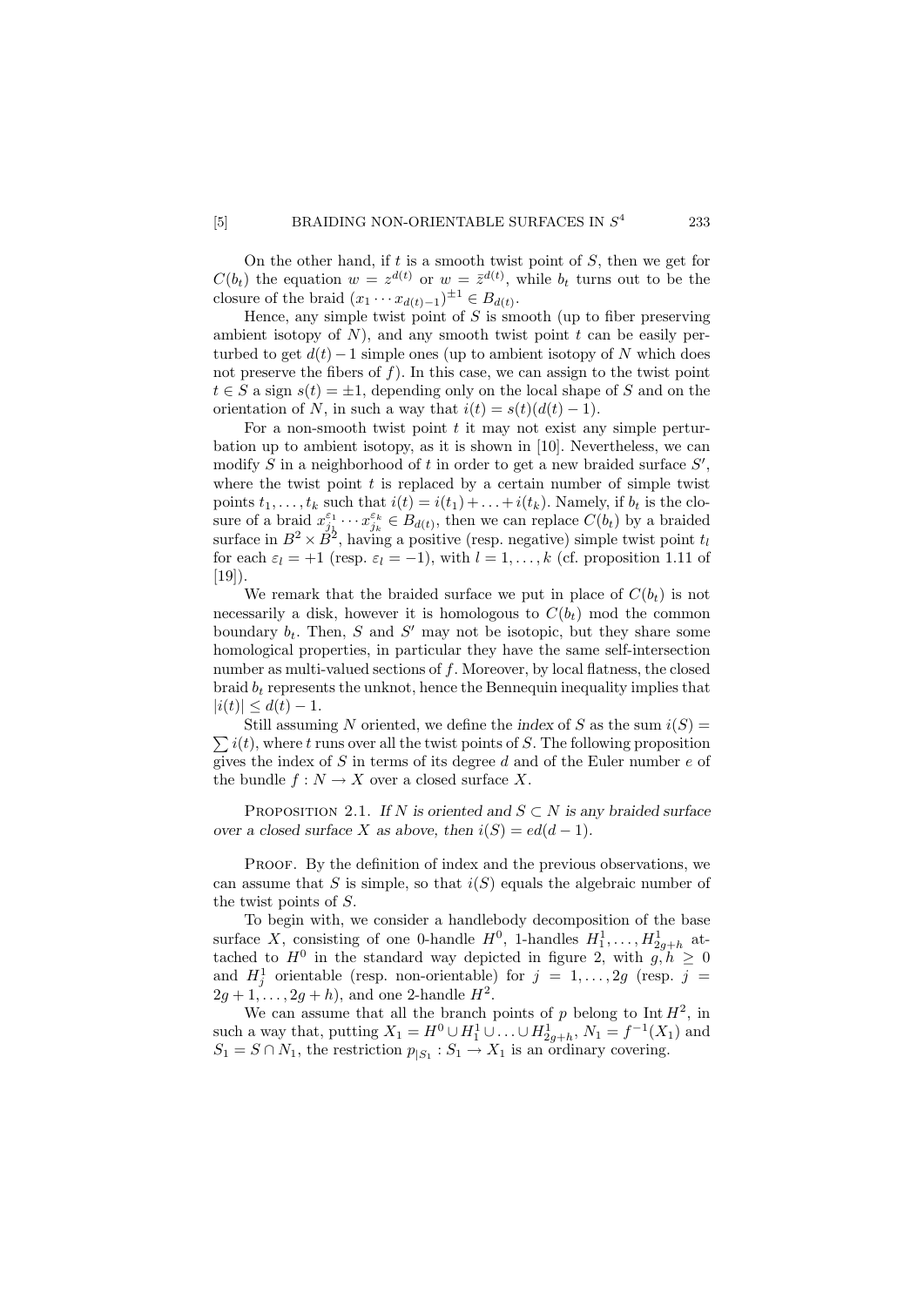On the other hand, if $t$ is a smooth twist point of $S$, then we get for $C(b_t)$ the equation $w = z^{d(t)}$ or $w = \bar{z}^{d(t)}$, while $b_t$ turns out to be the closure of the braid $(x_1 \cdots x_{d(t)-1})^{\pm 1} \in B_{d(t)}$.

Hence, any simple twist point of $S$ is smooth (up to fiber preserving ambient isotopy of $N$), and any smooth twist point $t$ can be easily perturbed to get $d(t) - 1$ simple ones (up to ambient isotopy of $N$ which does not preserve the fibers of $f$). In this case, we can assign to the twist point $t \in S$ a sign $s(t) = \pm 1$, depending only on the local shape of $S$ and on the orientation of $N$, in such a way that $i(t) = s(t)(d(t) - 1)$.

For a non-smooth twist point $t$ it may not exist any simple perturbation up to ambient isotopy, as it is shown in [10]. Nevertheless, we can modify $S$ in a neighborhood of $t$ in order to get a new braided surface $S'$, where the twist point $t$ is replaced by a certain number of simple twist points $t_1, \ldots, t_k$ such that $i(t) = i(t_1) + \ldots + i(t_k)$. Namely, if $b_t$ is the closure of a braid $x_{j_1}^{\varepsilon_1} \cdots x_{j_k}^{\varepsilon_k} \in B_{d(t)}$, then we can replace $C(b_t)$ by a braided surface in $B^2 \times B^2$, having a positive (resp. negative) simple twist point $t_l$ for each $\varepsilon_l = +1$ (resp. $\varepsilon_l = -1$), with $l = 1, \ldots, k$ (cf. proposition 1.11 of [19]).

We remark that the braided surface we put in place of $C(b_t)$ is not necessarily a disk, however it is homologous to $C(b_t)$ mod the common boundary $b_t$. Then, $S$ and $S'$ may not be isotopic, but they share some homological properties, in particular they have the same self-intersection number as multi-valued sections of $f$. Moreover, by local flatness, the closed braid $b_t$ represents the unknot, hence the Bennequin inequality implies that $|i(t)| \leq d(t) - 1$.

Still assuming $N$ oriented, we define the *index* of $S$ as the sum $i(S) = \sum i(t)$, where $t$ runs over all the twist points of $S$. The following proposition gives the index of $S$ in terms of its degree $d$ and of the Euler number $e$ of the bundle $f : N \to X$ over a closed surface $X$.

Proposition 2.1. *If $N$ is oriented and $S \subset N$ is any braided surface over a closed surface $X$ as above, then $i(S) = ed(d - 1)$.*

Proof. By the definition of index and the previous observations, we can assume that $S$ is simple, so that $i(S)$ equals the algebraic number of the twist points of $S$.

To begin with, we consider a handlebody decomposition of the base surface $X$, consisting of one 0-handle $H^0$, 1-handles $H_1^1, \ldots, H_{2g+h}^1$ attached to $H^0$ in the standard way depicted in figure 2, with $g, h \geq 0$ and $H_j^1$ orientable (resp. non-orientable) for $j = 1, \ldots, 2g$ (resp. $j = 2g + 1, \ldots, 2g + h$), and one 2-handle $H^2$.

We can assume that all the branch points of $p$ belong to $\operatorname{Int} H^2$, in such a way that, putting $X_1 = H^0 \cup H_1^1 \cup \ldots \cup H_{2g+h}^1$, $N_1 = f^{-1}(X_1)$ and $S_1 = S \cap N_1$, the restriction $p_{|S_1} : S_1 \to X_1$ is an ordinary covering.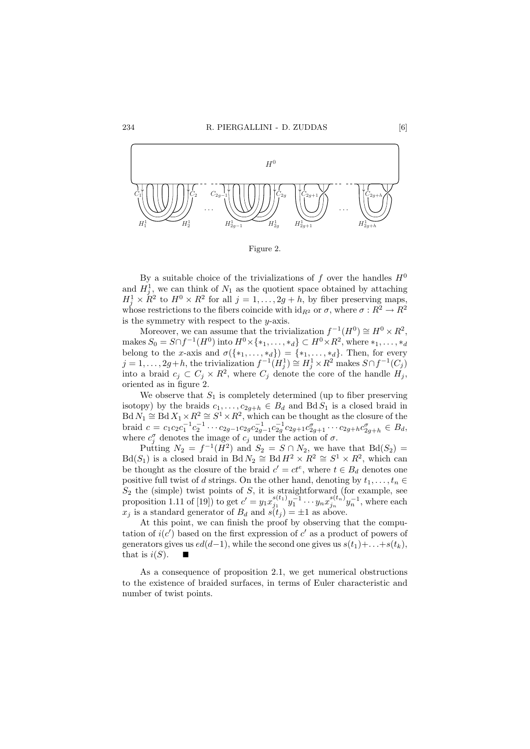Figure 2.

By a suitable choice of the trivializations of $f$ over the handles $H^0$ and $H^1_j$, we can think of $N_1$ as the quotient space obtained by attaching $H^1_j \times R^2$ to $H^0 \times R^2$ for all $j = 1, \dots, 2g + h$, by fiber preserving maps, whose restrictions to the fibers coincide with $\mathrm{id}_{R^2}$ or $\sigma$, where $\sigma : R^2 \to R^2$ is the symmetry with respect to the $y$-axis.

Moreover, we can assume that the trivialization $f^{-1}(H^0) \cong H^0 \times R^2$, makes $S_0 = S \cap f^{-1}(H^0)$ into $H^0 \times \{*_1, \dots, *_d\} \subset H^0 \times R^2$, where $*_1, \dots, *_d$ belong to the $x$-axis and $\sigma(\{*_1, \dots, *_d\}) = \{*_1, \dots, *_d\}$. Then, for every $j = 1, \dots, 2g+h$, the trivialization $f^{-1}(H^1_j) \cong H^1_j \times R^2$ makes $S \cap f^{-1}(C_j)$ into a braid $c_j \subset C_j \times R^2$, where $C_j$ denote the core of the handle $H_j$, oriented as in figure 2.

We observe that $S_1$ is completely determined (up to fiber preserving isotopy) by the braids $c_1, \dots, c_{2g+h} \in B_d$ and $\mathrm{Bd}\, S_1$ is a closed braid in $\mathrm{Bd}\, N_1 \cong \mathrm{Bd}\, X_1 \times R^2 \cong S^1 \times R^2$, which can be thought as the closure of the braid $c = c_1 c_2 c_1^{-1} c_2^{-1} \cdots c_{2g-1} c_{2g} c_{2g-1}^{-1} c_{2g}^{-1} c_{2g+1} c_{2g+1}^{\sigma} \cdots c_{2g+h} c_{2g+h}^{\sigma} \in B_d$, where $c_j^{\sigma}$ denotes the image of $c_j$ under the action of $\sigma$.

Putting $N_2 = f^{-1}(H^2)$ and $S_2 = S \cap N_2$, we have that $\mathrm{Bd}(S_2) = \mathrm{Bd}(S_1)$ is a closed braid in $\mathrm{Bd}\, N_2 \cong \mathrm{Bd}\, H^2 \times R^2 \cong S^1 \times R^2$, which can be thought as the closure of the braid $c' = ct^e$, where $t \in B_d$ denotes one positive full twist of $d$ strings. On the other hand, denoting by $t_1, \dots, t_n \in S_2$ the (simple) twist points of $S$, it is straightforward (for example, see proposition 1.11 of [19]) to get $c' = y_1 x_{j_1}^{s(t_1)} y_1^{-1} \cdots y_n x_{j_n}^{s(t_n)} y_n^{-1}$, where each $x_j$ is a standard generator of $B_d$ and $s(t_j) = \pm 1$ as above.

At this point, we can finish the proof by observing that the computation of $i(c')$ based on the first expression of $c'$ as a product of powers of generators gives us $ed(d-1)$, while the second one gives us $s(t_1) + \ldots + s(t_k)$, that is $i(S)$. ∎

As a consequence of proposition 2.1, we get numerical obstructions to the existence of braided surfaces, in terms of Euler characteristic and number of twist points.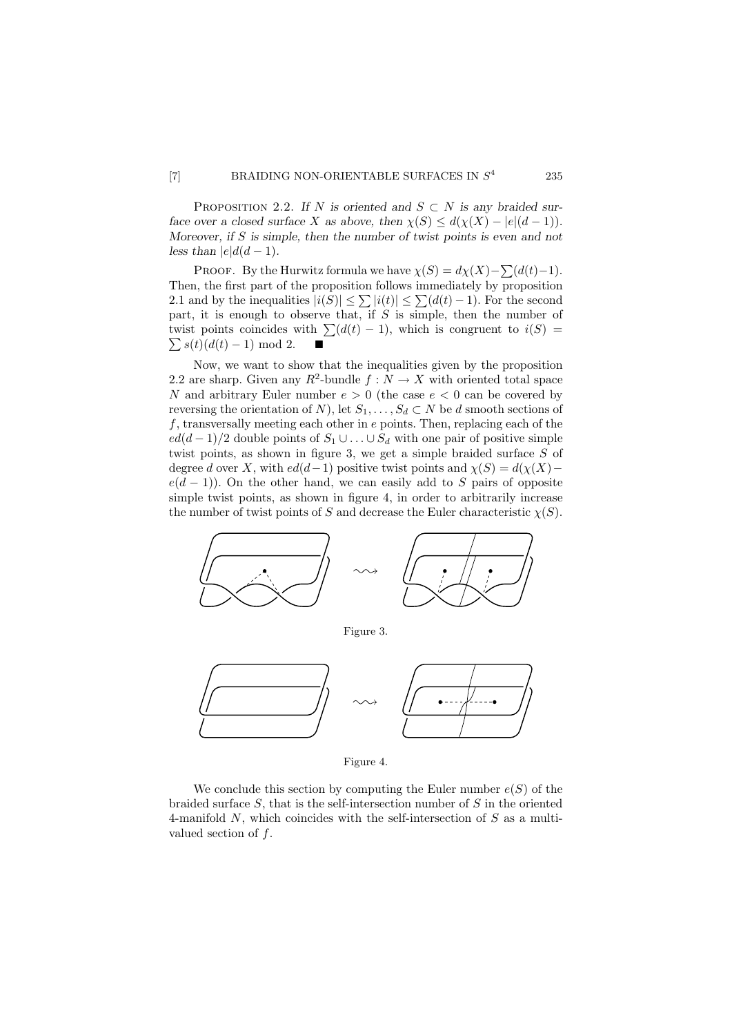Proposition 2.2. *If $N$ is oriented and $S \subset N$ is any braided surface over a closed surface $X$ as above, then $\chi(S) \leq d(\chi(X) - |e|(d-1))$. Moreover, if $S$ is simple, then the number of twist points is even and not less than $|e|d(d-1)$.*

Proof. By the Hurwitz formula we have $\chi(S) = d\chi(X) - \sum(d(t)-1)$. Then, the first part of the proposition follows immediately by proposition 2.1 and by the inequalities $|i(S)| \leq \sum |i(t)| \leq \sum(d(t)-1)$. For the second part, it is enough to observe that, if $S$ is simple, then the number of twist points coincides with $\sum(d(t)-1)$, which is congruent to $i(S) = \sum s(t)(d(t)-1) \bmod 2$. ■

Now, we want to show that the inequalities given by the proposition 2.2 are sharp. Given any $R^2$-bundle $f : N \to X$ with oriented total space $N$ and arbitrary Euler number $e > 0$ (the case $e < 0$ can be covered by reversing the orientation of $N$), let $S_1, \ldots, S_d \subset N$ be $d$ smooth sections of $f$, transversally meeting each other in $e$ points. Then, replacing each of the $ed(d-1)/2$ double points of $S_1 \cup \ldots \cup S_d$ with one pair of positive simple twist points, as shown in figure 3, we get a simple braided surface $S$ of degree $d$ over $X$, with $ed(d-1)$ positive twist points and $\chi(S) = d(\chi(X) - e(d-1))$. On the other hand, we can easily add to $S$ pairs of opposite simple twist points, as shown in figure 4, in order to arbitrarily increase the number of twist points of $S$ and decrease the Euler characteristic $\chi(S)$.

Figure 3.

Figure 4.

We conclude this section by computing the Euler number $e(S)$ of the braided surface $S$, that is the self-intersection number of $S$ in the oriented 4-manifold $N$, which coincides with the self-intersection of $S$ as a multi-valued section of $f$.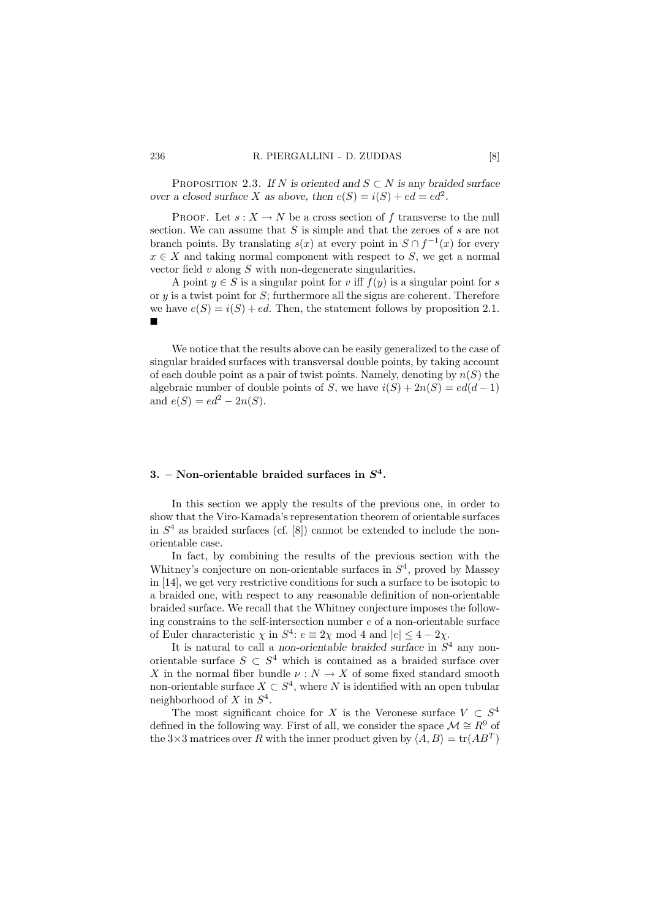PROPOSITION 2.3. *If $N$ is oriented and $S \subset N$ is any braided surface over a closed surface $X$ as above, then $e(S) = i(S) + ed = ed^2$.*

PROOF. Let $s : X \to N$ be a cross section of $f$ transverse to the null section. We can assume that $S$ is simple and that the zeroes of $s$ are not branch points. By translating $s(x)$ at every point in $S \cap f^{-1}(x)$ for every $x \in X$ and taking normal component with respect to $S$, we get a normal vector field $v$ along $S$ with non-degenerate singularities.

A point $y \in S$ is a singular point for $v$ iff $f(y)$ is a singular point for $s$ or $y$ is a twist point for $S$; furthermore all the signs are coherent. Therefore we have $e(S) = i(S) + ed$. Then, the statement follows by proposition 2.1. ■

We notice that the results above can be easily generalized to the case of singular braided surfaces with transversal double points, by taking account of each double point as a pair of twist points. Namely, denoting by $n(S)$ the algebraic number of double points of $S$, we have $i(S) + 2n(S) = ed(d-1)$ and $e(S) = ed^2 - 2n(S)$.

## 3. – Non-orientable braided surfaces in $S^4$.

In this section we apply the results of the previous one, in order to show that the Viro-Kamada's representation theorem of orientable surfaces in $S^4$ as braided surfaces (cf. [8]) cannot be extended to include the non-orientable case.

In fact, by combining the results of the previous section with the Whitney's conjecture on non-orientable surfaces in $S^4$, proved by Massey in [14], we get very restrictive conditions for such a surface to be isotopic to a braided one, with respect to any reasonable definition of non-orientable braided surface. We recall that the Whitney conjecture imposes the following constrains to the self-intersection number $e$ of a non-orientable surface of Euler characteristic $\chi$ in $S^4$: $e \equiv 2\chi \mod 4$ and $|e| \leq 4 - 2\chi$.

It is natural to call a *non-orientable braided surface* in $S^4$ any non-orientable surface $S \subset S^4$ which is contained as a braided surface over $X$ in the normal fiber bundle $\nu : N \to X$ of some fixed standard smooth non-orientable surface $X \subset S^4$, where $N$ is identified with an open tubular neighborhood of $X$ in $S^4$.

The most significant choice for $X$ is the Veronese surface $V \subset S^4$ defined in the following way. First of all, we consider the space $\mathcal{M} \cong R^9$ of the $3\times3$ matrices over $R$ with the inner product given by $\langle A, B\rangle = \mathrm{tr}(AB^T)$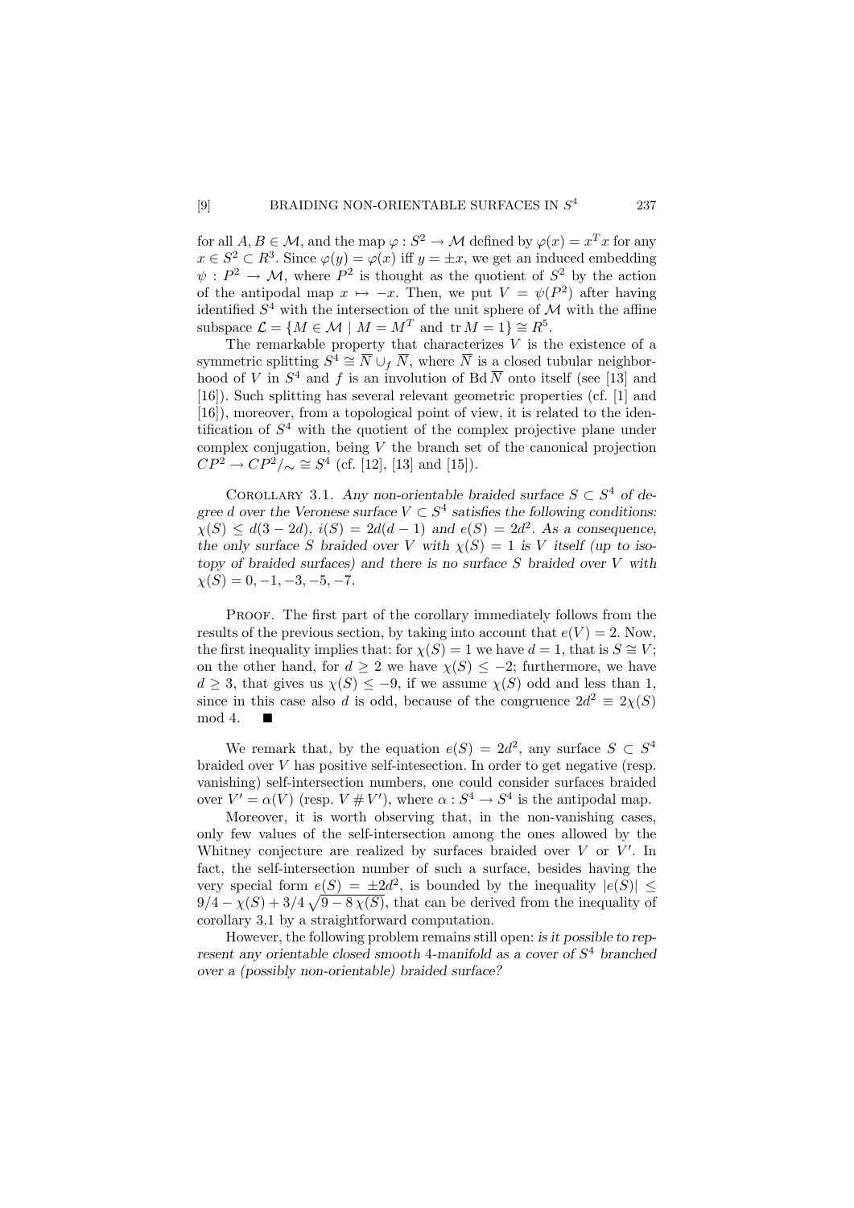for all $A, B \in \mathcal{M}$, and the map $\varphi : S^2 \to \mathcal{M}$ defined by $\varphi(x) = x^T x$ for any $x \in S^2 \subset R^3$. Since $\varphi(y) = \varphi(x)$ iff $y = \pm x$, we get an induced embedding $\psi : P^2 \to \mathcal{M}$, where $P^2$ is thought as the quotient of $S^2$ by the action of the antipodal map $x \mapsto -x$. Then, we put $V = \psi(P^2)$ after having identified $S^4$ with the intersection of the unit sphere of $\mathcal{M}$ with the affine subspace $\mathcal{L} = \{M \in \mathcal{M} \mid M = M^T \text{ and } \operatorname{tr} M = 1\} \cong R^5$.

The remarkable property that characterizes $V$ is the existence of a symmetric splitting $S^4 \cong \overline{N} \cup_f \overline{N}$, where $\overline{N}$ is a closed tubular neighborhood of $V$ in $S^4$ and $f$ is an involution of $\operatorname{Bd} \overline{N}$ onto itself (see [13] and [16]). Such splitting has several relevant geometric properties (cf. [1] and [16]), moreover, from a topological point of view, it is related to the identification of $S^4$ with the quotient of the complex projective plane under complex conjugation, being $V$ the branch set of the canonical projection $CP^2 \to CP^2/\!\sim\, \cong S^4$ (cf. [12], [13] and [15]).

Corollary 3.1. *Any non-orientable braided surface $S \subset S^4$ of degree $d$ over the Veronese surface $V \subset S^4$ satisfies the following conditions: $\chi(S) \leq d(3 - 2d)$, $i(S) = 2d(d-1)$ and $e(S) = 2d^2$. As a consequence, the only surface $S$ braided over $V$ with $\chi(S) = 1$ is $V$ itself (up to isotopy of braided surfaces) and there is no surface $S$ braided over $V$ with $\chi(S) = 0, -1, -3, -5, -7$.*

Proof. The first part of the corollary immediately follows from the results of the previous section, by taking into account that $e(V) = 2$. Now, the first inequality implies that: for $\chi(S) = 1$ we have $d = 1$, that is $S \cong V$; on the other hand, for $d \geq 2$ we have $\chi(S) \leq -2$; furthermore, we have $d \geq 3$, that gives us $\chi(S) \leq -9$, if we assume $\chi(S)$ odd and less than 1, since in this case also $d$ is odd, because of the congruence $2d^2 \equiv 2\chi(S) \mod 4$. ∎

We remark that, by the equation $e(S) = 2d^2$, any surface $S \subset S^4$ braided over $V$ has positive self-intesection. In order to get negative (resp. vanishing) self-intersection numbers, one could consider surfaces braided over $V' = \alpha(V)$ (resp. $V \# V'$), where $\alpha : S^4 \to S^4$ is the antipodal map.

Moreover, it is worth observing that, in the non-vanishing cases, only few values of the self-intersection among the ones allowed by the Whitney conjecture are realized by surfaces braided over $V$ or $V'$. In fact, the self-intersection number of such a surface, besides having the very special form $e(S) = \pm 2d^2$, is bounded by the inequality $|e(S)| \leq 9/4 - \chi(S) + 3/4\sqrt{9 - 8\,\chi(S)}$, that can be derived from the inequality of corollary 3.1 by a straightforward computation.

However, the following problem remains still open: *is it possible to represent any orientable closed smooth 4-manifold as a cover of $S^4$ branched over a (possibly non-orientable) braided surface?*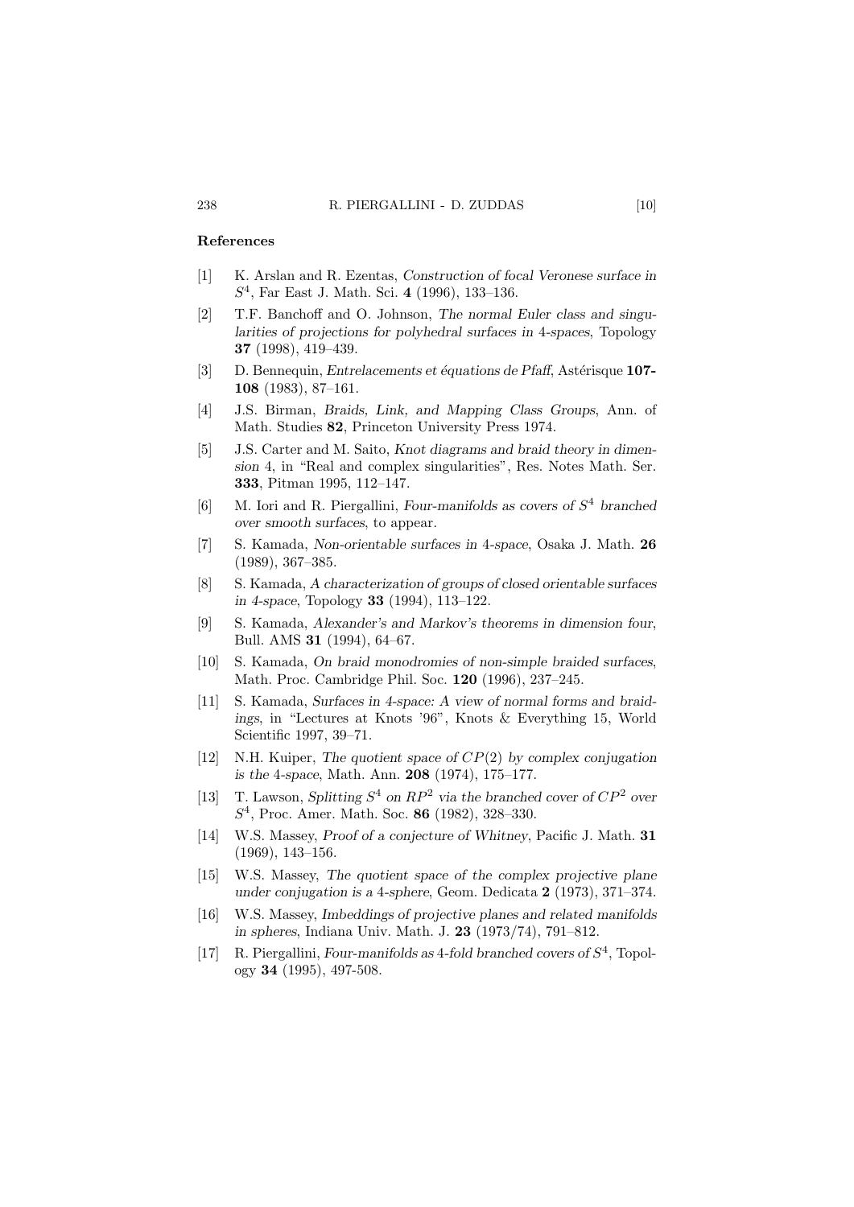## References

[1] K. Arslan and R. Ezentas, *Construction of focal Veronese surface in* $S^4$, Far East J. Math. Sci. **4** (1996), 133–136.

[2] T.F. Banchoff and O. Johnson, *The normal Euler class and singularities of projections for polyhedral surfaces in* 4*-spaces*, Topology **37** (1998), 419–439.

[3] D. Bennequin, *Entrelacements et équations de Pfaff*, Astérisque **107-108** (1983), 87–161.

[4] J.S. Birman, *Braids, Link, and Mapping Class Groups*, Ann. of Math. Studies **82**, Princeton University Press 1974.

[5] J.S. Carter and M. Saito, *Knot diagrams and braid theory in dimension* 4, in "Real and complex singularities", Res. Notes Math. Ser. **333**, Pitman 1995, 112–147.

[6] M. Iori and R. Piergallini, *Four-manifolds as covers of* $S^4$ *branched over smooth surfaces*, to appear.

[7] S. Kamada, *Non-orientable surfaces in* 4*-space*, Osaka J. Math. **26** (1989), 367–385.

[8] S. Kamada, *A characterization of groups of closed orientable surfaces in 4-space*, Topology **33** (1994), 113–122.

[9] S. Kamada, *Alexander's and Markov's theorems in dimension four*, Bull. AMS **31** (1994), 64–67.

[10] S. Kamada, *On braid monodromies of non-simple braided surfaces*, Math. Proc. Cambridge Phil. Soc. **120** (1996), 237–245.

[11] S. Kamada, *Surfaces in 4-space: A view of normal forms and braidings*, in "Lectures at Knots '96", Knots & Everything 15, World Scientific 1997, 39–71.

[12] N.H. Kuiper, *The quotient space of* $CP(2)$ *by complex conjugation is the* 4*-space*, Math. Ann. **208** (1974), 175–177.

[13] T. Lawson, *Splitting* $S^4$ *on* $RP^2$ *via the branched cover of* $CP^2$ *over* $S^4$, Proc. Amer. Math. Soc. **86** (1982), 328–330.

[14] W.S. Massey, *Proof of a conjecture of Whitney*, Pacific J. Math. **31** (1969), 143–156.

[15] W.S. Massey, *The quotient space of the complex projective plane under conjugation is a* 4*-sphere*, Geom. Dedicata **2** (1973), 371–374.

[16] W.S. Massey, *Imbeddings of projective planes and related manifolds in spheres*, Indiana Univ. Math. J. **23** (1973/74), 791–812.

[17] R. Piergallini, *Four-manifolds as* 4*-fold branched covers of* $S^4$, Topology **34** (1995), 497-508.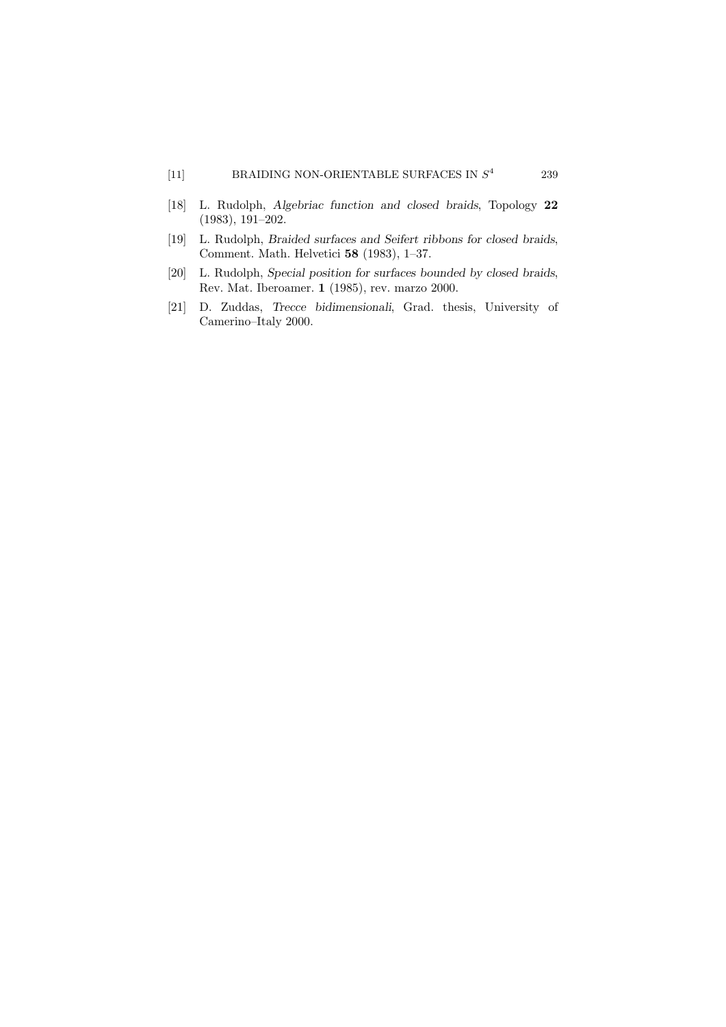[18] L. Rudolph, *Algebriac function and closed braids*, Topology **22** (1983), 191–202.

[19] L. Rudolph, *Braided surfaces and Seifert ribbons for closed braids*, Comment. Math. Helvetici **58** (1983), 1–37.

[20] L. Rudolph, *Special position for surfaces bounded by closed braids*, Rev. Mat. Iberoamer. **1** (1985), rev. marzo 2000.

[21] D. Zuddas, *Trecce bidimensionali*, Grad. thesis, University of Camerino–Italy 2000.